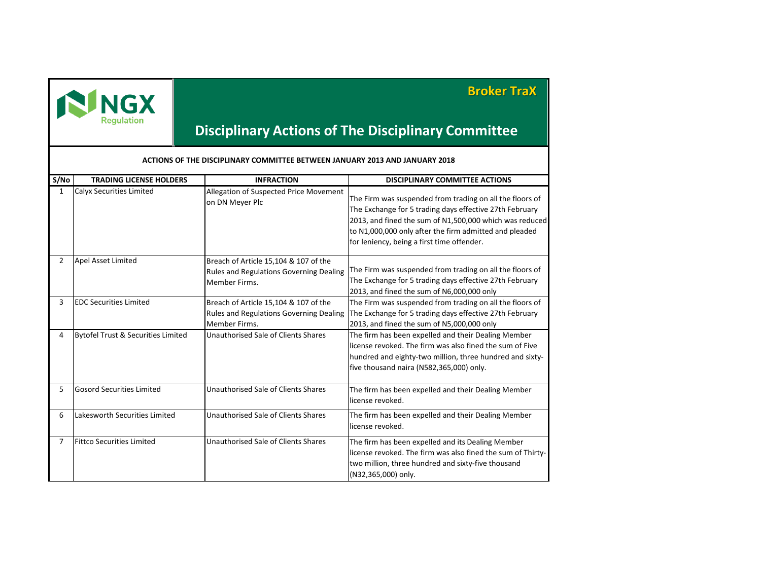NGX Regulation

**Broker TraX**

# Disciplinary Actions of The Disciplinary Committee

**ACTIONS OF THE DISCIPLINARY COMMITTEE BETWEEN JANUARY 2013 AND JANUARY 2018**

| S/No | TRADING LICENSE HOLDERS | INFRACTION | DISCIPLINARY COMMITTEE ACTIONS |
|---|---|---|---|
| 1 | Calyx Securities Limited | Allegation of Suspected Price Movement on DN Meyer Plc | The Firm was suspended from trading on all the floors of The Exchange for 5 trading days effective 27th February 2013, and fined the sum of N1,500,000 which was reduced to N1,000,000 only after the firm admitted and pleaded for leniency, being a first time offender. |
| 2 | Apel Asset Limited | Breach of Article 15,104 & 107 of the Rules and Regulations Governing Dealing Member Firms. | The Firm was suspended from trading on all the floors of The Exchange for 5 trading days effective 27th February 2013, and fined the sum of N6,000,000 only |
| 3 | EDC Securities Limited | Breach of Article 15,104 & 107 of the Rules and Regulations Governing Dealing Member Firms. | The Firm was suspended from trading on all the floors of The Exchange for 5 trading days effective 27th February 2013, and fined the sum of N5,000,000 only |
| 4 | Bytofel Trust & Securities Limited | Unauthorised Sale of Clients Shares | The firm has been expelled and their Dealing Member license revoked. The firm was also fined the sum of Five hundred and eighty-two million, three hundred and sixty-five thousand naira (N582,365,000) only. |
| 5 | Gosord Securities Limited | Unauthorised Sale of Clients Shares | The firm has been expelled and their Dealing Member license revoked. |
| 6 | Lakesworth Securities Limited | Unauthorised Sale of Clients Shares | The firm has been expelled and their Dealing Member license revoked. |
| 7 | Fittco Securities Limited | Unauthorised Sale of Clients Shares | The firm has been expelled and its Dealing Member license revoked. The firm was also fined the sum of Thirty-two million, three hundred and sixty-five thousand (N32,365,000) only. |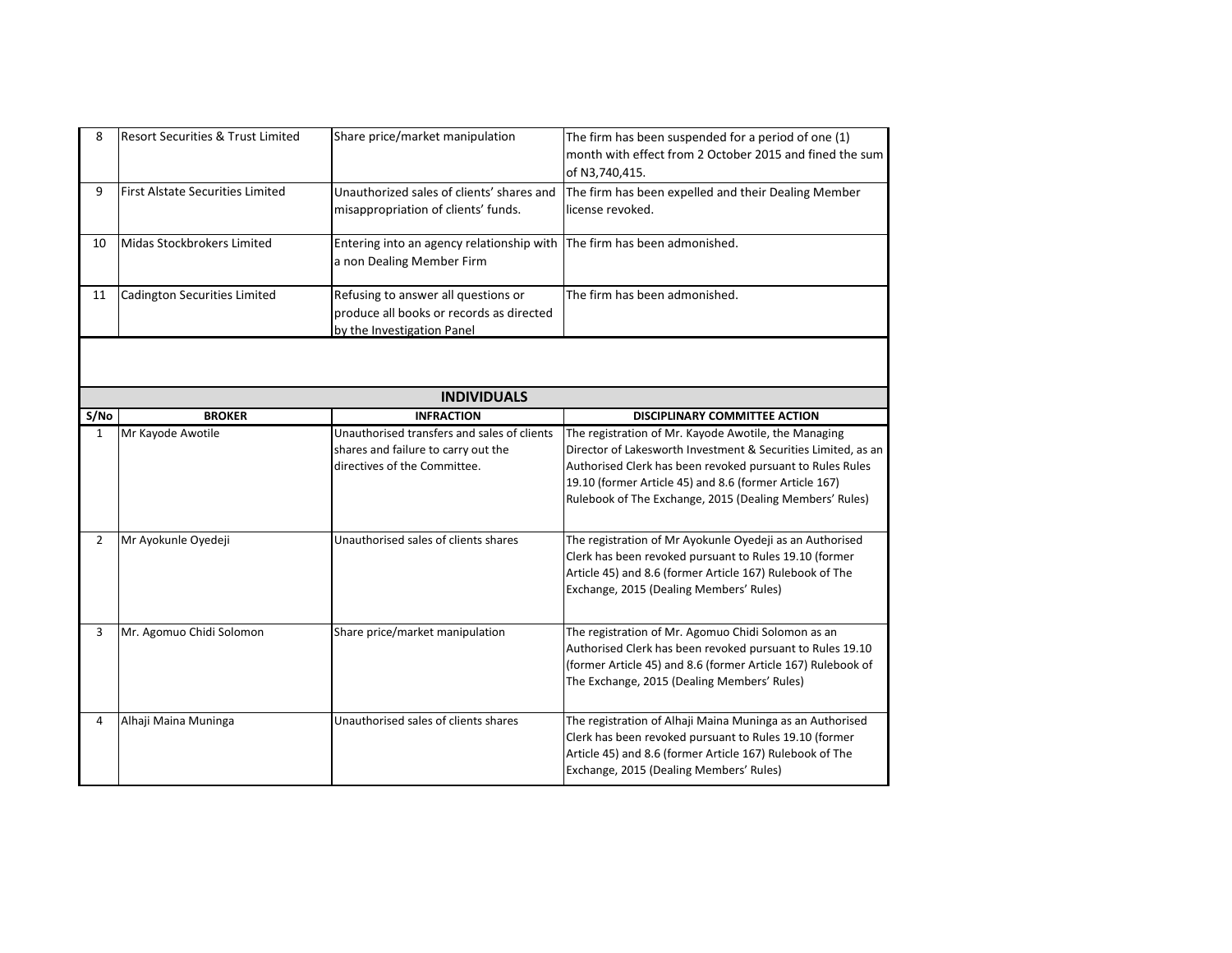| S/No | BROKER | INFRACTION | DISCIPLINARY COMMITTEE ACTION |
|---|---|---|---|
| 8 | Resort Securities & Trust Limited | Share price/market manipulation | The firm has been suspended for a period of one (1) month with effect from 2 October 2015 and fined the sum of N3,740,415. |
| 9 | First Alstate Securities Limited | Unauthorized sales of clients' shares and misappropriation of clients' funds. | The firm has been expelled and their Dealing Member license revoked. |
| 10 | Midas Stockbrokers Limited | Entering into an agency relationship with a non Dealing Member Firm | The firm has been admonished. |
| 11 | Cadington Securities Limited | Refusing to answer all questions or produce all books or records as directed by the Investigation Panel | The firm has been admonished. |

**INDIVIDUALS**

| S/No | BROKER | INFRACTION | DISCIPLINARY COMMITTEE ACTION |
|---|---|---|---|
| 1 | Mr Kayode Awotile | Unauthorised transfers and sales of clients shares and failure to carry out the directives of the Committee. | The registration of Mr. Kayode Awotile, the Managing Director of Lakesworth Investment & Securities Limited, as an Authorised Clerk has been revoked pursuant to Rules Rules 19.10 (former Article 45) and 8.6 (former Article 167) Rulebook of The Exchange, 2015 (Dealing Members' Rules) |
| 2 | Mr Ayokunle Oyedeji | Unauthorised sales of clients shares | The registration of Mr Ayokunle Oyedeji as an Authorised Clerk has been revoked pursuant to Rules 19.10 (former Article 45) and 8.6 (former Article 167) Rulebook of The Exchange, 2015 (Dealing Members' Rules) |
| 3 | Mr. Agomuo Chidi Solomon | Share price/market manipulation | The registration of Mr. Agomuo Chidi Solomon as an Authorised Clerk has been revoked pursuant to Rules 19.10 (former Article 45) and 8.6 (former Article 167) Rulebook of The Exchange, 2015 (Dealing Members' Rules) |
| 4 | Alhaji Maina Muninga | Unauthorised sales of clients shares | The registration of Alhaji Maina Muninga as an Authorised Clerk has been revoked pursuant to Rules 19.10 (former Article 45) and 8.6 (former Article 167) Rulebook of The Exchange, 2015 (Dealing Members' Rules) |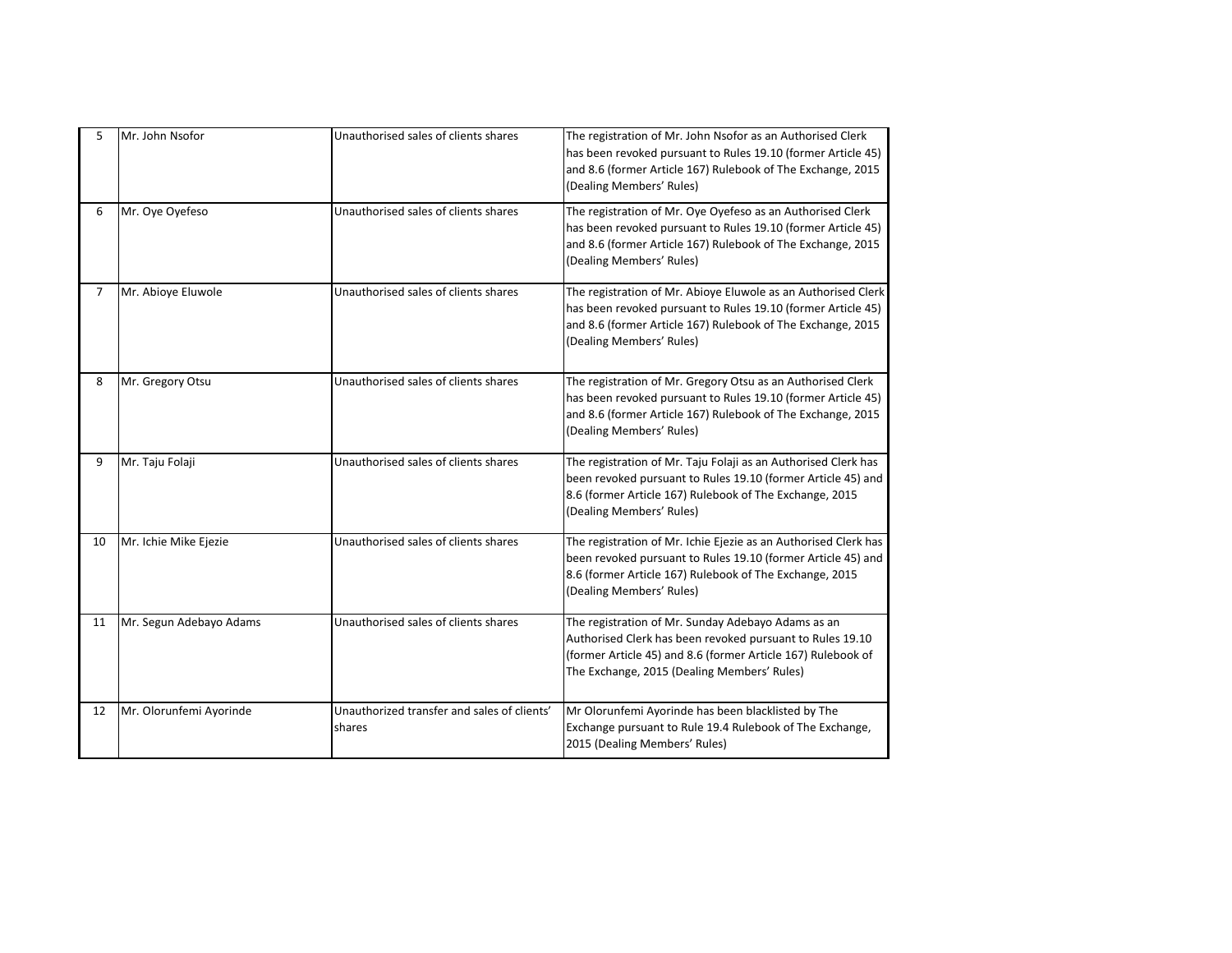| 5 | Mr. John Nsofor | Unauthorised sales of clients shares | The registration of Mr. John Nsofor as an Authorised Clerk has been revoked pursuant to Rules 19.10 (former Article 45) and 8.6 (former Article 167) Rulebook of The Exchange, 2015 (Dealing Members' Rules) |
|---|---|---|---|
| 6 | Mr. Oye Oyefeso | Unauthorised sales of clients shares | The registration of Mr. Oye Oyefeso as an Authorised Clerk has been revoked pursuant to Rules 19.10 (former Article 45) and 8.6 (former Article 167) Rulebook of The Exchange, 2015 (Dealing Members' Rules) |
| 7 | Mr. Abioye Eluwole | Unauthorised sales of clients shares | The registration of Mr. Abioye Eluwole as an Authorised Clerk has been revoked pursuant to Rules 19.10 (former Article 45) and 8.6 (former Article 167) Rulebook of The Exchange, 2015 (Dealing Members' Rules) |
| 8 | Mr. Gregory Otsu | Unauthorised sales of clients shares | The registration of Mr. Gregory Otsu as an Authorised Clerk has been revoked pursuant to Rules 19.10 (former Article 45) and 8.6 (former Article 167) Rulebook of The Exchange, 2015 (Dealing Members' Rules) |
| 9 | Mr. Taju Folaji | Unauthorised sales of clients shares | The registration of Mr. Taju Folaji as an Authorised Clerk has been revoked pursuant to Rules 19.10 (former Article 45) and 8.6 (former Article 167) Rulebook of The Exchange, 2015 (Dealing Members' Rules) |
| 10 | Mr. Ichie Mike Ejezie | Unauthorised sales of clients shares | The registration of Mr. Ichie Ejezie as an Authorised Clerk has been revoked pursuant to Rules 19.10 (former Article 45) and 8.6 (former Article 167) Rulebook of The Exchange, 2015 (Dealing Members' Rules) |
| 11 | Mr. Segun Adebayo Adams | Unauthorised sales of clients shares | The registration of Mr. Sunday Adebayo Adams as an Authorised Clerk has been revoked pursuant to Rules 19.10 (former Article 45) and 8.6 (former Article 167) Rulebook of The Exchange, 2015 (Dealing Members' Rules) |
| 12 | Mr. Olorunfemi Ayorinde | Unauthorized transfer and sales of clients' shares | Mr Olorunfemi Ayorinde has been blacklisted by The Exchange pursuant to Rule 19.4 Rulebook of The Exchange, 2015 (Dealing Members' Rules) |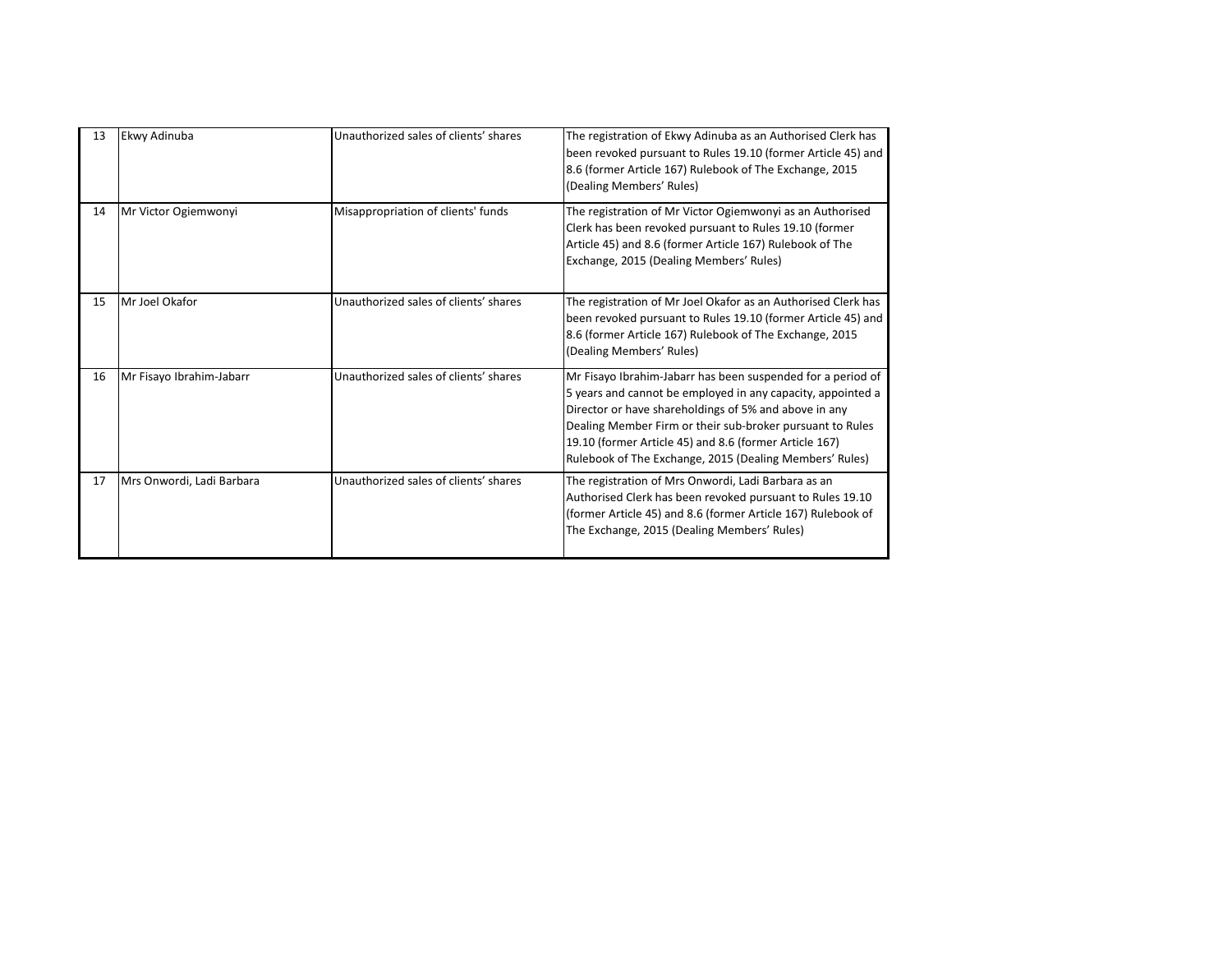| | | | |
|---|---|---|---|
| 13 | Ekwy Adinuba | Unauthorized sales of clients' shares | The registration of Ekwy Adinuba as an Authorised Clerk has been revoked pursuant to Rules 19.10 (former Article 45) and 8.6 (former Article 167) Rulebook of The Exchange, 2015 (Dealing Members' Rules) |
| 14 | Mr Victor Ogiemwonyi | Misappropriation of clients' funds | The registration of Mr Victor Ogiemwonyi as an Authorised Clerk has been revoked pursuant to Rules 19.10 (former Article 45) and 8.6 (former Article 167) Rulebook of The Exchange, 2015 (Dealing Members' Rules) |
| 15 | Mr Joel Okafor | Unauthorized sales of clients' shares | The registration of Mr Joel Okafor as an Authorised Clerk has been revoked pursuant to Rules 19.10 (former Article 45) and 8.6 (former Article 167) Rulebook of The Exchange, 2015 (Dealing Members' Rules) |
| 16 | Mr Fisayo Ibrahim-Jabarr | Unauthorized sales of clients' shares | Mr Fisayo Ibrahim-Jabarr has been suspended for a period of 5 years and cannot be employed in any capacity, appointed a Director or have shareholdings of 5% and above in any Dealing Member Firm or their sub-broker pursuant to Rules 19.10 (former Article 45) and 8.6 (former Article 167) Rulebook of The Exchange, 2015 (Dealing Members' Rules) |
| 17 | Mrs Onwordi, Ladi Barbara | Unauthorized sales of clients' shares | The registration of Mrs Onwordi, Ladi Barbara as an Authorised Clerk has been revoked pursuant to Rules 19.10 (former Article 45) and 8.6 (former Article 167) Rulebook of The Exchange, 2015 (Dealing Members' Rules) |